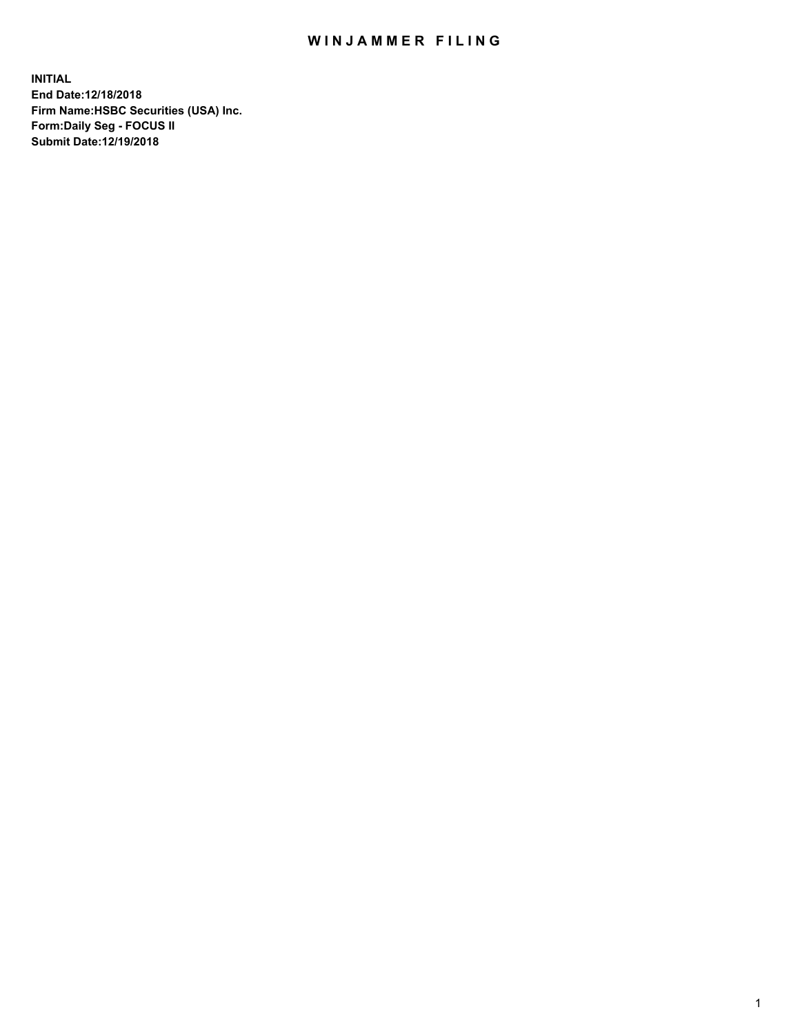# WINJAMMER FILING

**INITIAL**
**End Date:12/18/2018**
**Firm Name:HSBC Securities (USA) Inc.**
**Form:Daily Seg - FOCUS II**
**Submit Date:12/19/2018**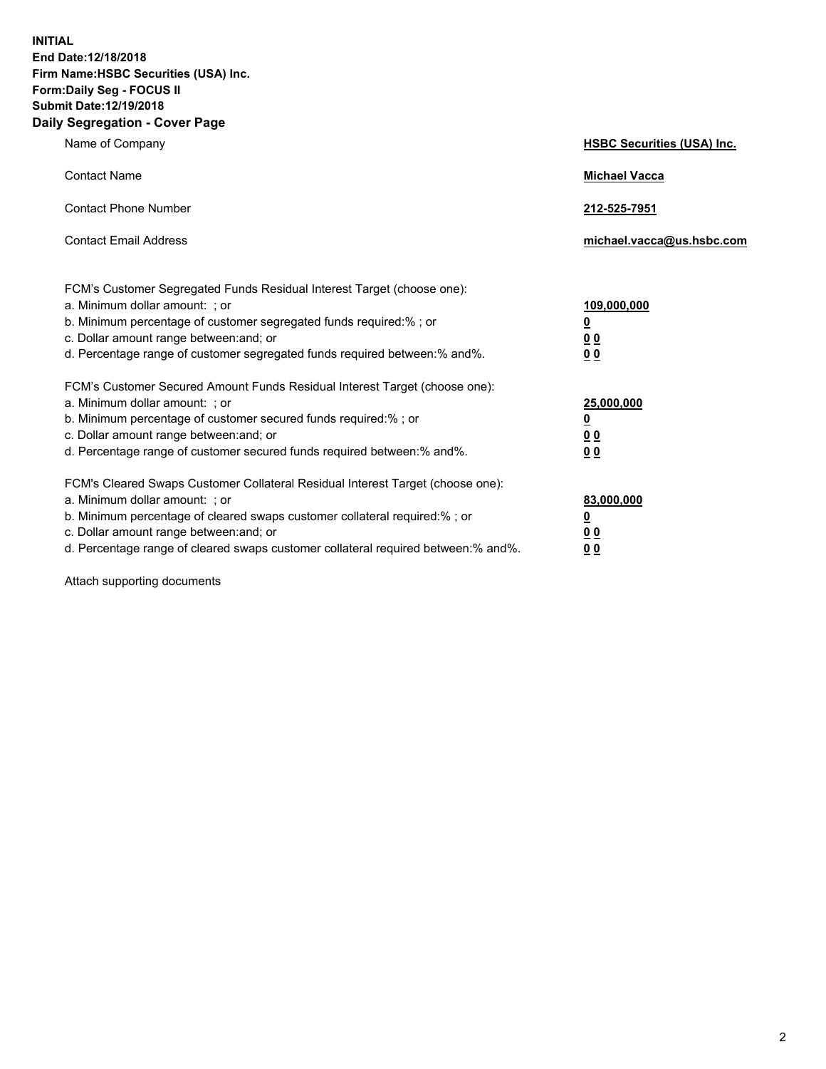**INITIAL**
**End Date:12/18/2018**
**Firm Name:HSBC Securities (USA) Inc.**
**Form:Daily Seg - FOCUS II**
**Submit Date:12/19/2018**

## Daily Segregation - Cover Page

| | |
|---|---|
| Name of Company | **HSBC Securities (USA) Inc.** |
| Contact Name | **Michael Vacca** |
| Contact Phone Number | **212-525-7951** |
| Contact Email Address | **michael.vacca@us.hsbc.com** |

| | |
|---|---|
| FCM's Customer Segregated Funds Residual Interest Target (choose one): | |
| a. Minimum dollar amount: ; or | **109,000,000** |
| b. Minimum percentage of customer segregated funds required:% ; or | **0** |
| c. Dollar amount range between:and; or | **0 0** |
| d. Percentage range of customer segregated funds required between:% and%. | **0 0** |
| FCM's Customer Secured Amount Funds Residual Interest Target (choose one): | |
| a. Minimum dollar amount: ; or | **25,000,000** |
| b. Minimum percentage of customer secured funds required:% ; or | **0** |
| c. Dollar amount range between:and; or | **0 0** |
| d. Percentage range of customer secured funds required between:% and%. | **0 0** |
| FCM's Cleared Swaps Customer Collateral Residual Interest Target (choose one): | |
| a. Minimum dollar amount: ; or | **83,000,000** |
| b. Minimum percentage of cleared swaps customer collateral required:% ; or | **0** |
| c. Dollar amount range between:and; or | **0 0** |
| d. Percentage range of cleared swaps customer collateral required between:% and%. | **0 0** |

Attach supporting documents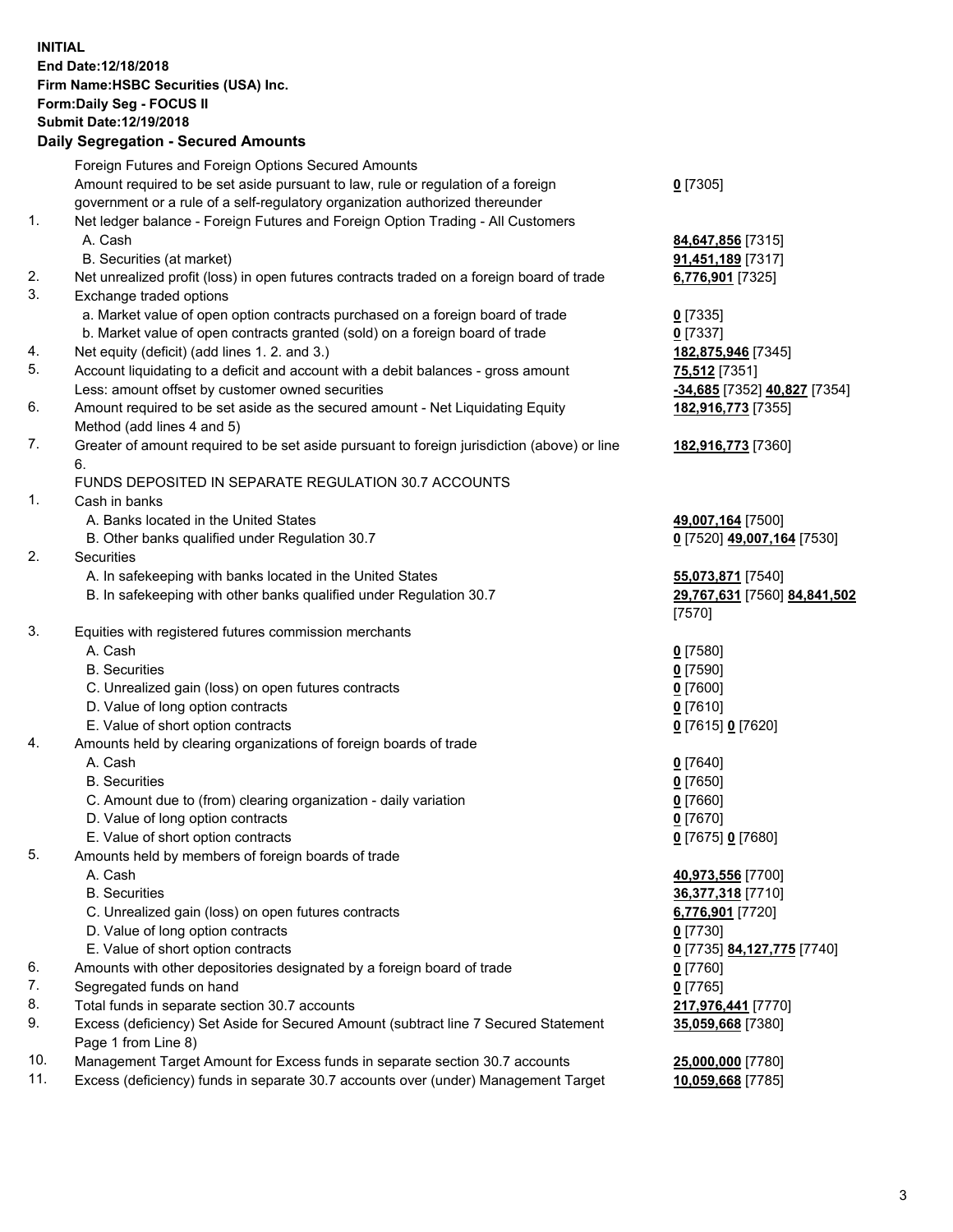**INITIAL**
**End Date:12/18/2018**
**Firm Name:HSBC Securities (USA) Inc.**
**Form:Daily Seg - FOCUS II**
**Submit Date:12/19/2018**

### Daily Segregation - Secured Amounts

| | | |
|---|---|---|
| | Foreign Futures and Foreign Options Secured Amounts | |
| | Amount required to be set aside pursuant to law, rule or regulation of a foreign government or a rule of a self-regulatory organization authorized thereunder | **0** [7305] |
| 1. | Net ledger balance - Foreign Futures and Foreign Option Trading - All Customers | |
| | A. Cash | **84,647,856** [7315] |
| | B. Securities (at market) | **91,451,189** [7317] |
| 2. | Net unrealized profit (loss) in open futures contracts traded on a foreign board of trade | **6,776,901** [7325] |
| 3. | Exchange traded options | |
| | a. Market value of open option contracts purchased on a foreign board of trade | **0** [7335] |
| | b. Market value of open contracts granted (sold) on a foreign board of trade | **0** [7337] |
| 4. | Net equity (deficit) (add lines 1. 2. and 3.) | **182,875,946** [7345] |
| 5. | Account liquidating to a deficit and account with a debit balances - gross amount | **75,512** [7351] |
| | Less: amount offset by customer owned securities | **-34,685** [7352] **40,827** [7354] |
| 6. | Amount required to be set aside as the secured amount - Net Liquidating Equity Method (add lines 4 and 5) | **182,916,773** [7355] |
| 7. | Greater of amount required to be set aside pursuant to foreign jurisdiction (above) or line 6. | **182,916,773** [7360] |
| | FUNDS DEPOSITED IN SEPARATE REGULATION 30.7 ACCOUNTS | |
| 1. | Cash in banks | |
| | A. Banks located in the United States | **49,007,164** [7500] |
| | B. Other banks qualified under Regulation 30.7 | **0** [7520] **49,007,164** [7530] |
| 2. | Securities | |
| | A. In safekeeping with banks located in the United States | **55,073,871** [7540] |
| | B. In safekeeping with other banks qualified under Regulation 30.7 | **29,767,631** [7560] **84,841,502** [7570] |
| 3. | Equities with registered futures commission merchants | |
| | A. Cash | **0** [7580] |
| | B. Securities | **0** [7590] |
| | C. Unrealized gain (loss) on open futures contracts | **0** [7600] |
| | D. Value of long option contracts | **0** [7610] |
| | E. Value of short option contracts | **0** [7615] **0** [7620] |
| 4. | Amounts held by clearing organizations of foreign boards of trade | |
| | A. Cash | **0** [7640] |
| | B. Securities | **0** [7650] |
| | C. Amount due to (from) clearing organization - daily variation | **0** [7660] |
| | D. Value of long option contracts | **0** [7670] |
| | E. Value of short option contracts | **0** [7675] **0** [7680] |
| 5. | Amounts held by members of foreign boards of trade | |
| | A. Cash | **40,973,556** [7700] |
| | B. Securities | **36,377,318** [7710] |
| | C. Unrealized gain (loss) on open futures contracts | **6,776,901** [7720] |
| | D. Value of long option contracts | **0** [7730] |
| | E. Value of short option contracts | **0** [7735] **84,127,775** [7740] |
| 6. | Amounts with other depositories designated by a foreign board of trade | **0** [7760] |
| 7. | Segregated funds on hand | **0** [7765] |
| 8. | Total funds in separate section 30.7 accounts | **217,976,441** [7770] |
| 9. | Excess (deficiency) Set Aside for Secured Amount (subtract line 7 Secured Statement Page 1 from Line 8) | **35,059,668** [7380] |
| 10. | Management Target Amount for Excess funds in separate section 30.7 accounts | **25,000,000** [7780] |
| 11. | Excess (deficiency) funds in separate 30.7 accounts over (under) Management Target | **10,059,668** [7785] |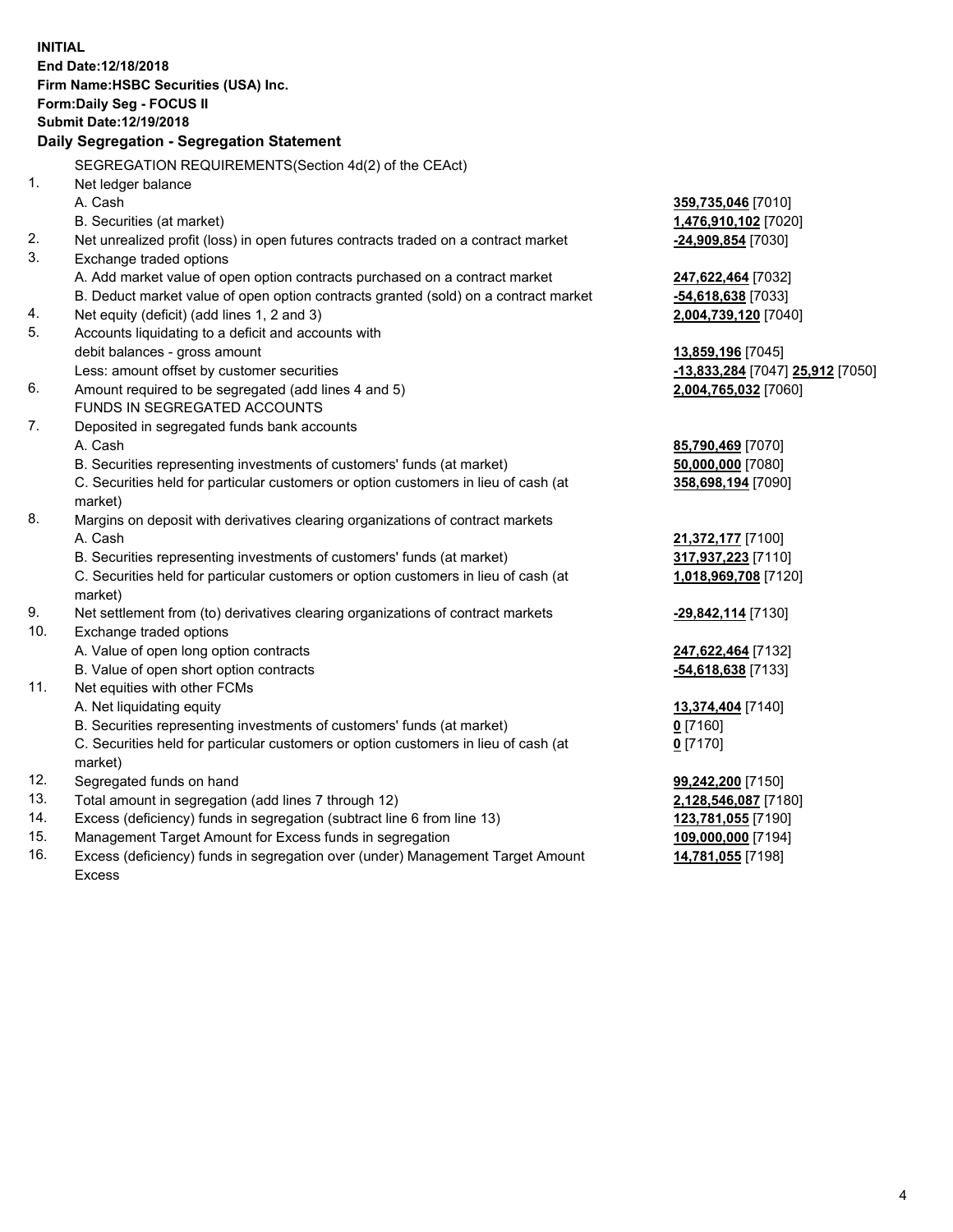**INITIAL**
**End Date:12/18/2018**
**Firm Name:HSBC Securities (USA) Inc.**
**Form:Daily Seg - FOCUS II**
**Submit Date:12/19/2018**

## Daily Segregation - Segregation Statement

| | | |
|---|---|---|
| | SEGREGATION REQUIREMENTS(Section 4d(2) of the CEAct) | |
| 1. | Net ledger balance | |
| | A. Cash | 359,735,046 [7010] |
| | B. Securities (at market) | 1,476,910,102 [7020] |
| 2. | Net unrealized profit (loss) in open futures contracts traded on a contract market | -24,909,854 [7030] |
| 3. | Exchange traded options | |
| | A. Add market value of open option contracts purchased on a contract market | 247,622,464 [7032] |
| | B. Deduct market value of open option contracts granted (sold) on a contract market | -54,618,638 [7033] |
| 4. | Net equity (deficit) (add lines 1, 2 and 3) | 2,004,739,120 [7040] |
| 5. | Accounts liquidating to a deficit and accounts with debit balances - gross amount | 13,859,196 [7045] |
| | Less: amount offset by customer securities | -13,833,284 [7047] 25,912 [7050] |
| 6. | Amount required to be segregated (add lines 4 and 5) | 2,004,765,032 [7060] |
| | FUNDS IN SEGREGATED ACCOUNTS | |
| 7. | Deposited in segregated funds bank accounts | |
| | A. Cash | 85,790,469 [7070] |
| | B. Securities representing investments of customers' funds (at market) | 50,000,000 [7080] |
| | C. Securities held for particular customers or option customers in lieu of cash (at market) | 358,698,194 [7090] |
| 8. | Margins on deposit with derivatives clearing organizations of contract markets | |
| | A. Cash | 21,372,177 [7100] |
| | B. Securities representing investments of customers' funds (at market) | 317,937,223 [7110] |
| | C. Securities held for particular customers or option customers in lieu of cash (at market) | 1,018,969,708 [7120] |
| 9. | Net settlement from (to) derivatives clearing organizations of contract markets | -29,842,114 [7130] |
| 10. | Exchange traded options | |
| | A. Value of open long option contracts | 247,622,464 [7132] |
| | B. Value of open short option contracts | -54,618,638 [7133] |
| 11. | Net equities with other FCMs | |
| | A. Net liquidating equity | 13,374,404 [7140] |
| | B. Securities representing investments of customers' funds (at market) | 0 [7160] |
| | C. Securities held for particular customers or option customers in lieu of cash (at market) | 0 [7170] |
| 12. | Segregated funds on hand | 99,242,200 [7150] |
| 13. | Total amount in segregation (add lines 7 through 12) | 2,128,546,087 [7180] |
| 14. | Excess (deficiency) funds in segregation (subtract line 6 from line 13) | 123,781,055 [7190] |
| 15. | Management Target Amount for Excess funds in segregation | 109,000,000 [7194] |
| 16. | Excess (deficiency) funds in segregation over (under) Management Target Amount Excess | 14,781,055 [7198] |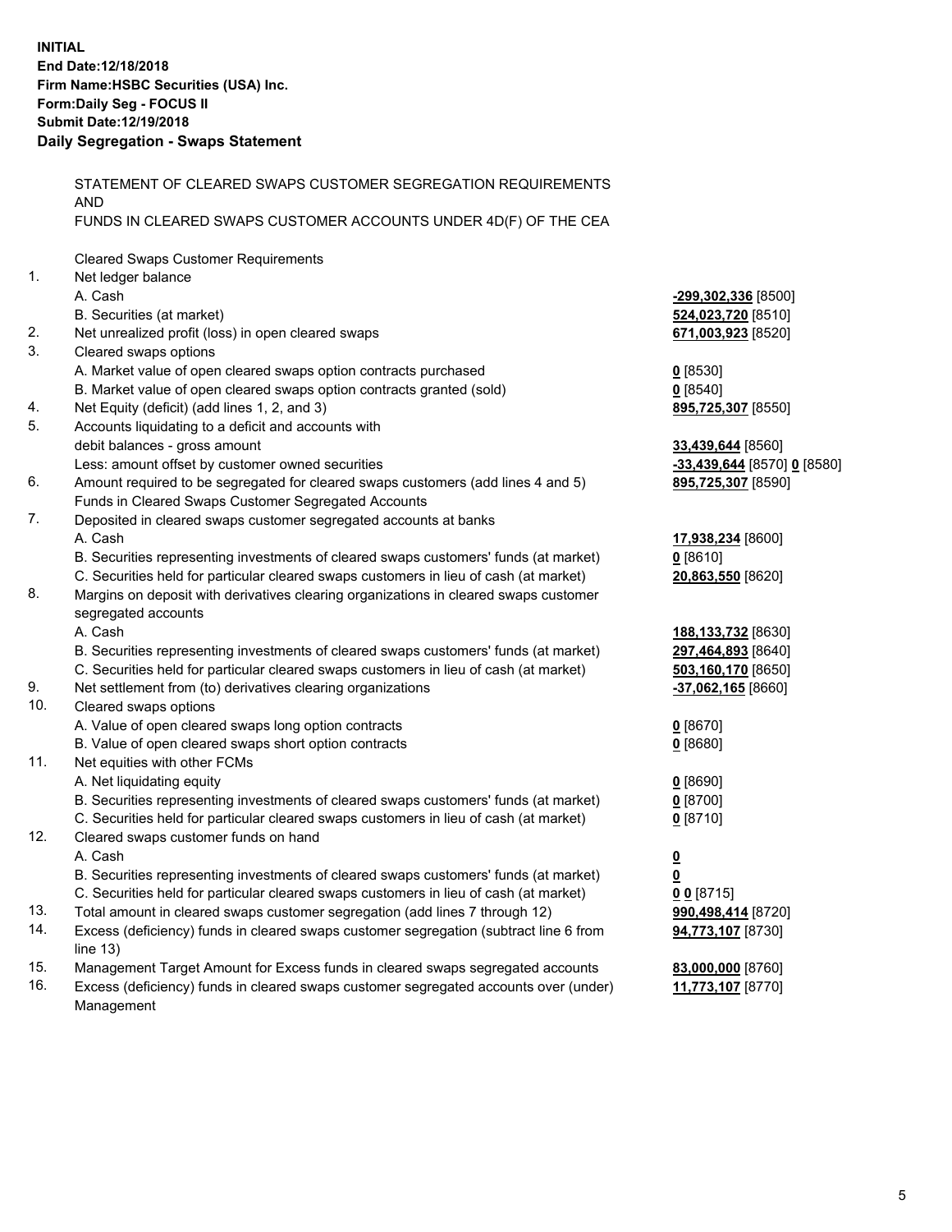**INITIAL**
**End Date:12/18/2018**
**Firm Name:HSBC Securities (USA) Inc.**
**Form:Daily Seg - FOCUS II**
**Submit Date:12/19/2018**
**Daily Segregation - Swaps Statement**

STATEMENT OF CLEARED SWAPS CUSTOMER SEGREGATION REQUIREMENTS AND FUNDS IN CLEARED SWAPS CUSTOMER ACCOUNTS UNDER 4D(F) OF THE CEA

| | | |
|---|---|---|
| | Cleared Swaps Customer Requirements | |
| 1. | Net ledger balance | |
| | A. Cash | **-299,302,336** [8500] |
| | B. Securities (at market) | **524,023,720** [8510] |
| 2. | Net unrealized profit (loss) in open cleared swaps | **671,003,923** [8520] |
| 3. | Cleared swaps options | |
| | A. Market value of open cleared swaps option contracts purchased | **0** [8530] |
| | B. Market value of open cleared swaps option contracts granted (sold) | **0** [8540] |
| 4. | Net Equity (deficit) (add lines 1, 2, and 3) | **895,725,307** [8550] |
| 5. | Accounts liquidating to a deficit and accounts with | |
| | debit balances - gross amount | **33,439,644** [8560] |
| | Less: amount offset by customer owned securities | **-33,439,644** [8570] **0** [8580] |
| 6. | Amount required to be segregated for cleared swaps customers (add lines 4 and 5) | **895,725,307** [8590] |
| | Funds in Cleared Swaps Customer Segregated Accounts | |
| 7. | Deposited in cleared swaps customer segregated accounts at banks | |
| | A. Cash | **17,938,234** [8600] |
| | B. Securities representing investments of cleared swaps customers' funds (at market) | **0** [8610] |
| | C. Securities held for particular cleared swaps customers in lieu of cash (at market) | **20,863,550** [8620] |
| 8. | Margins on deposit with derivatives clearing organizations in cleared swaps customer segregated accounts | |
| | A. Cash | **188,133,732** [8630] |
| | B. Securities representing investments of cleared swaps customers' funds (at market) | **297,464,893** [8640] |
| | C. Securities held for particular cleared swaps customers in lieu of cash (at market) | **503,160,170** [8650] |
| 9. | Net settlement from (to) derivatives clearing organizations | **-37,062,165** [8660] |
| 10. | Cleared swaps options | |
| | A. Value of open cleared swaps long option contracts | **0** [8670] |
| | B. Value of open cleared swaps short option contracts | **0** [8680] |
| 11. | Net equities with other FCMs | |
| | A. Net liquidating equity | **0** [8690] |
| | B. Securities representing investments of cleared swaps customers' funds (at market) | **0** [8700] |
| | C. Securities held for particular cleared swaps customers in lieu of cash (at market) | **0** [8710] |
| 12. | Cleared swaps customer funds on hand | |
| | A. Cash | **0** |
| | B. Securities representing investments of cleared swaps customers' funds (at market) | **0** |
| | C. Securities held for particular cleared swaps customers in lieu of cash (at market) | **0** **0** [8715] |
| 13. | Total amount in cleared swaps customer segregation (add lines 7 through 12) | **990,498,414** [8720] |
| 14. | Excess (deficiency) funds in cleared swaps customer segregation (subtract line 6 from line 13) | **94,773,107** [8730] |
| 15. | Management Target Amount for Excess funds in cleared swaps segregated accounts | **83,000,000** [8760] |
| 16. | Excess (deficiency) funds in cleared swaps customer segregated accounts over (under) Management | **11,773,107** [8770] |